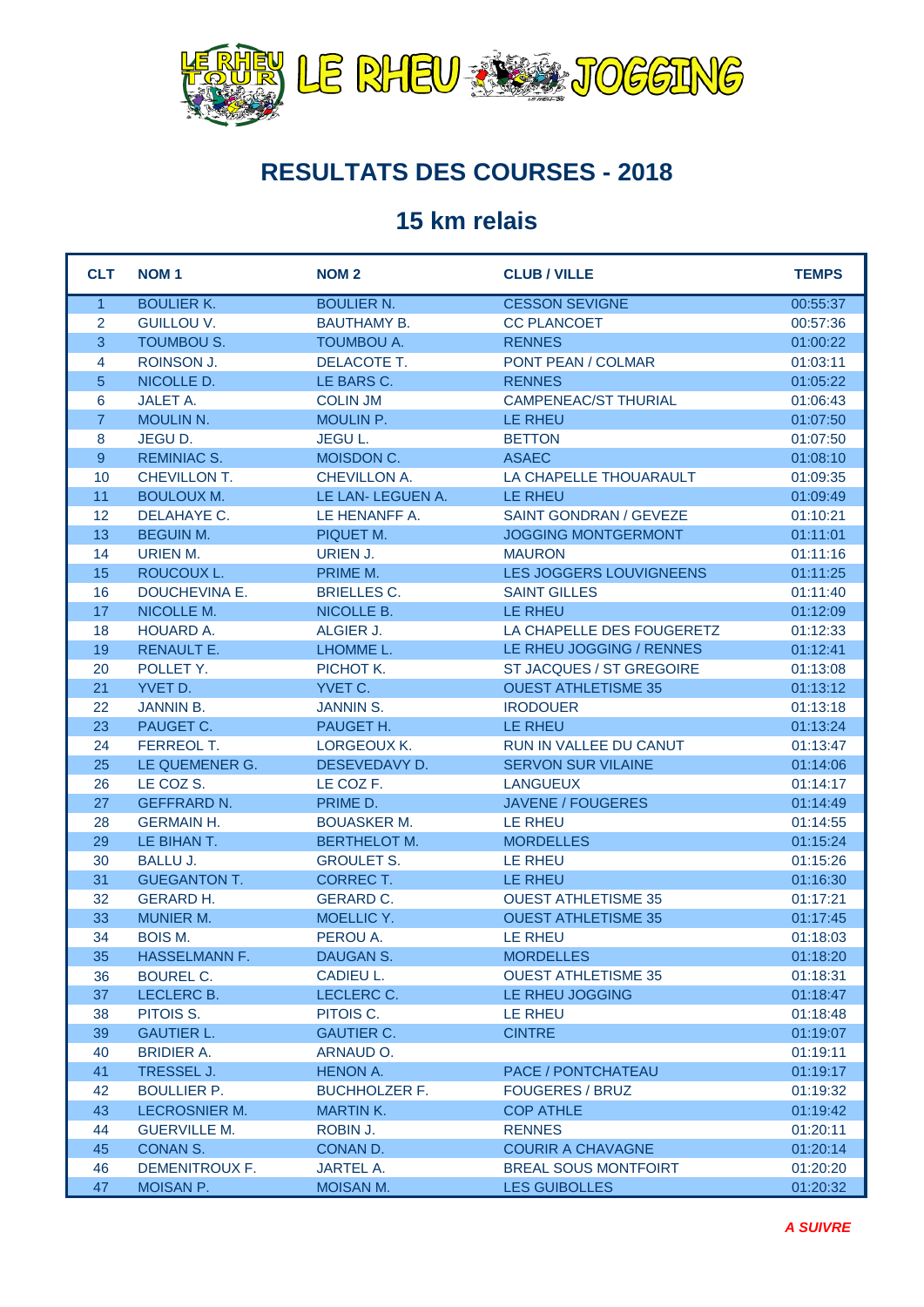LE RHEU TOUR LE RHEU JOGGING

# RESULTATS DES COURSES - 2018

## 15 km relais

| CLT | NOM 1 | NOM 2 | CLUB / VILLE | TEMPS |
|---|---|---|---|---|
| 1 | BOULIER K. | BOULIER N. | CESSON SEVIGNE | 00:55:37 |
| 2 | GUILLOU V. | BAUTHAMY B. | CC PLANCOET | 00:57:36 |
| 3 | TOUMBOU S. | TOUMBOU A. | RENNES | 01:00:22 |
| 4 | ROINSON J. | DELACOTE T. | PONT PEAN / COLMAR | 01:03:11 |
| 5 | NICOLLE D. | LE BARS C. | RENNES | 01:05:22 |
| 6 | JALET A. | COLIN JM | CAMPENEAC/ST THURIAL | 01:06:43 |
| 7 | MOULIN N. | MOULIN P. | LE RHEU | 01:07:50 |
| 8 | JEGU D. | JEGU L. | BETTON | 01:07:50 |
| 9 | REMINIAC S. | MOISDON C. | ASAEC | 01:08:10 |
| 10 | CHEVILLON T. | CHEVILLON A. | LA CHAPELLE THOUARAULT | 01:09:35 |
| 11 | BOULOUX M. | LE LAN- LEGUEN A. | LE RHEU | 01:09:49 |
| 12 | DELAHAYE C. | LE HENANFF A. | SAINT GONDRAN / GEVEZE | 01:10:21 |
| 13 | BEGUIN M. | PIQUET M. | JOGGING MONTGERMONT | 01:11:01 |
| 14 | URIEN M. | URIEN J. | MAURON | 01:11:16 |
| 15 | ROUCOUX L. | PRIME M. | LES JOGGERS LOUVIGNEENS | 01:11:25 |
| 16 | DOUCHEVINA E. | BRIELLES C. | SAINT GILLES | 01:11:40 |
| 17 | NICOLLE M. | NICOLLE B. | LE RHEU | 01:12:09 |
| 18 | HOUARD A. | ALGIER J. | LA CHAPELLE DES FOUGERETZ | 01:12:33 |
| 19 | RENAULT E. | LHOMME L. | LE RHEU JOGGING / RENNES | 01:12:41 |
| 20 | POLLET Y. | PICHOT K. | ST JACQUES / ST GREGOIRE | 01:13:08 |
| 21 | YVET D. | YVET C. | OUEST ATHLETISME 35 | 01:13:12 |
| 22 | JANNIN B. | JANNIN S. | IRODOUER | 01:13:18 |
| 23 | PAUGET C. | PAUGET H. | LE RHEU | 01:13:24 |
| 24 | FERREOL T. | LORGEOUX K. | RUN IN VALLEE DU CANUT | 01:13:47 |
| 25 | LE QUEMENER G. | DESEVEDAVY D. | SERVON SUR VILAINE | 01:14:06 |
| 26 | LE COZ S. | LE COZ F. | LANGUEUX | 01:14:17 |
| 27 | GEFFRARD N. | PRIME D. | JAVENE / FOUGERES | 01:14:49 |
| 28 | GERMAIN H. | BOUASKER M. | LE RHEU | 01:14:55 |
| 29 | LE BIHAN T. | BERTHELOT M. | MORDELLES | 01:15:24 |
| 30 | BALLU J. | GROULET S. | LE RHEU | 01:15:26 |
| 31 | GUEGANTON T. | CORREC T. | LE RHEU | 01:16:30 |
| 32 | GERARD H. | GERARD C. | OUEST ATHLETISME 35 | 01:17:21 |
| 33 | MUNIER M. | MOELLIC Y. | OUEST ATHLETISME 35 | 01:17:45 |
| 34 | BOIS M. | PEROU A. | LE RHEU | 01:18:03 |
| 35 | HASSELMANN F. | DAUGAN S. | MORDELLES | 01:18:20 |
| 36 | BOUREL C. | CADIEU L. | OUEST ATHLETISME 35 | 01:18:31 |
| 37 | LECLERC B. | LECLERC C. | LE RHEU JOGGING | 01:18:47 |
| 38 | PITOIS S. | PITOIS C. | LE RHEU | 01:18:48 |
| 39 | GAUTIER L. | GAUTIER C. | CINTRE | 01:19:07 |
| 40 | BRIDIER A. | ARNAUD O. | | 01:19:11 |
| 41 | TRESSEL J. | HENON A. | PACE / PONTCHATEAU | 01:19:17 |
| 42 | BOULLIER P. | BUCHHOLZER F. | FOUGERES / BRUZ | 01:19:32 |
| 43 | LECROSNIER M. | MARTIN K. | COP ATHLE | 01:19:42 |
| 44 | GUERVILLE M. | ROBIN J. | RENNES | 01:20:11 |
| 45 | CONAN S. | CONAN D. | COURIR A CHAVAGNE | 01:20:14 |
| 46 | DEMENITROUX F. | JARTEL A. | BREAL SOUS MONTFOIRT | 01:20:20 |
| 47 | MOISAN P. | MOISAN M. | LES GUIBOLLES | 01:20:32 |

***A SUIVRE***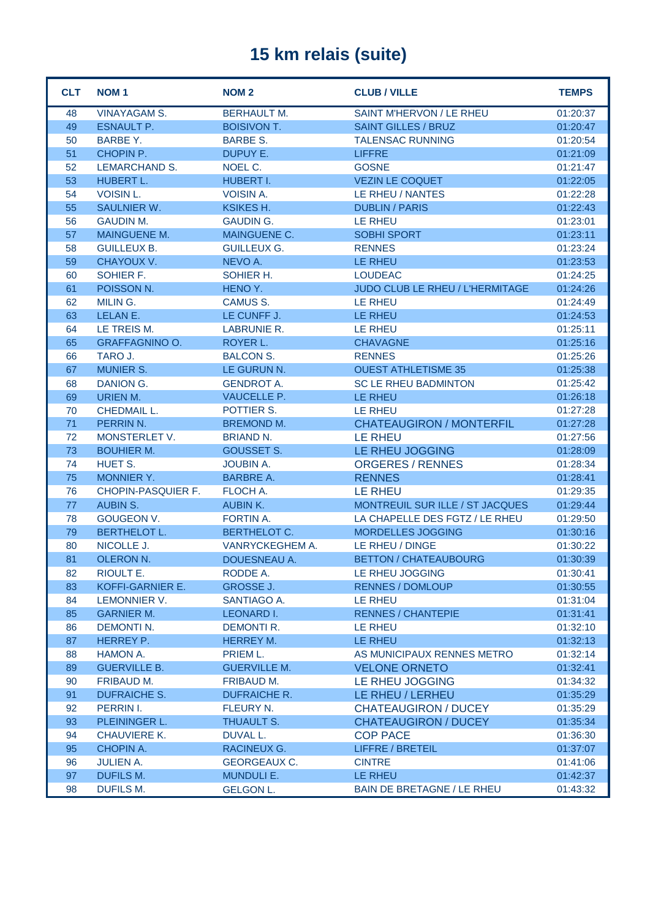# 15 km relais (suite)

| CLT | NOM 1 | NOM 2 | CLUB / VILLE | TEMPS |
|---|---|---|---|---|
| 48 | VINAYAGAM S. | BERHAULT M. | SAINT M'HERVON / LE RHEU | 01:20:37 |
| 49 | ESNAULT P. | BOISIVON T. | SAINT GILLES / BRUZ | 01:20:47 |
| 50 | BARBE Y. | BARBE S. | TALENSAC RUNNING | 01:20:54 |
| 51 | CHOPIN P. | DUPUY E. | LIFFRE | 01:21:09 |
| 52 | LEMARCHAND S. | NOEL C. | GOSNE | 01:21:47 |
| 53 | HUBERT L. | HUBERT I. | VEZIN LE COQUET | 01:22:05 |
| 54 | VOISIN L. | VOISIN A. | LE RHEU / NANTES | 01:22:28 |
| 55 | SAULNIER W. | KSIKES H. | DUBLIN / PARIS | 01:22:43 |
| 56 | GAUDIN M. | GAUDIN G. | LE RHEU | 01:23:01 |
| 57 | MAINGUENE M. | MAINGUENE C. | SOBHI SPORT | 01:23:11 |
| 58 | GUILLEUX B. | GUILLEUX G. | RENNES | 01:23:24 |
| 59 | CHAYOUX V. | NEVO A. | LE RHEU | 01:23:53 |
| 60 | SOHIER F. | SOHIER H. | LOUDEAC | 01:24:25 |
| 61 | POISSON N. | HENO Y. | JUDO CLUB LE RHEU / L'HERMITAGE | 01:24:26 |
| 62 | MILIN G. | CAMUS S. | LE RHEU | 01:24:49 |
| 63 | LELAN E. | LE CUNFF J. | LE RHEU | 01:24:53 |
| 64 | LE TREIS M. | LABRUNIE R. | LE RHEU | 01:25:11 |
| 65 | GRAFFAGNINO O. | ROYER L. | CHAVAGNE | 01:25:16 |
| 66 | TARO J. | BALCON S. | RENNES | 01:25:26 |
| 67 | MUNIER S. | LE GURUN N. | OUEST ATHLETISME 35 | 01:25:38 |
| 68 | DANION G. | GENDROT A. | SC LE RHEU BADMINTON | 01:25:42 |
| 69 | URIEN M. | VAUCELLE P. | LE RHEU | 01:26:18 |
| 70 | CHEDMAIL L. | POTTIER S. | LE RHEU | 01:27:28 |
| 71 | PERRIN N. | BREMOND M. | CHATEAUGIRON / MONTERFIL | 01:27:28 |
| 72 | MONSTERLET V. | BRIAND N. | LE RHEU | 01:27:56 |
| 73 | BOUHIER M. | GOUSSET S. | LE RHEU JOGGING | 01:28:09 |
| 74 | HUET S. | JOUBIN A. | ORGERES / RENNES | 01:28:34 |
| 75 | MONNIER Y. | BARBRE A. | RENNES | 01:28:41 |
| 76 | CHOPIN-PASQUIER F. | FLOCH A. | LE RHEU | 01:29:35 |
| 77 | AUBIN S. | AUBIN K. | MONTREUIL SUR ILLE / ST JACQUES | 01:29:44 |
| 78 | GOUGEON V. | FORTIN A. | LA CHAPELLE DES FGTZ / LE RHEU | 01:29:50 |
| 79 | BERTHELOT L. | BERTHELOT C. | MORDELLES JOGGING | 01:30:16 |
| 80 | NICOLLE J. | VANRYCKEGHEM A. | LE RHEU / DINGE | 01:30:22 |
| 81 | OLERON N. | DOUESNEAU A. | BETTON / CHATEAUBOURG | 01:30:39 |
| 82 | RIOULT E. | RODDE A. | LE RHEU JOGGING | 01:30:41 |
| 83 | KOFFI-GARNIER E. | GROSSE J. | RENNES / DOMLOUP | 01:30:55 |
| 84 | LEMONNIER V. | SANTIAGO A. | LE RHEU | 01:31:04 |
| 85 | GARNIER M. | LEONARD I. | RENNES / CHANTEPIE | 01:31:41 |
| 86 | DEMONTI N. | DEMONTI R. | LE RHEU | 01:32:10 |
| 87 | HERREY P. | HERREY M. | LE RHEU | 01:32:13 |
| 88 | HAMON A. | PRIEM L. | AS MUNICIPAUX RENNES METRO | 01:32:14 |
| 89 | GUERVILLE B. | GUERVILLE M. | VELONE ORNETO | 01:32:41 |
| 90 | FRIBAUD M. | FRIBAUD M. | LE RHEU JOGGING | 01:34:32 |
| 91 | DUFRAICHE S. | DUFRAICHE R. | LE RHEU / LERHEU | 01:35:29 |
| 92 | PERRIN I. | FLEURY N. | CHATEAUGIRON / DUCEY | 01:35:29 |
| 93 | PLEININGER L. | THUAULT S. | CHATEAUGIRON / DUCEY | 01:35:34 |
| 94 | CHAUVIERE K. | DUVAL L. | COP PACE | 01:36:30 |
| 95 | CHOPIN A. | RACINEUX G. | LIFFRE / BRETEIL | 01:37:07 |
| 96 | JULIEN A. | GEORGEAUX C. | CINTRE | 01:41:06 |
| 97 | DUFILS M. | MUNDULI E. | LE RHEU | 01:42:37 |
| 98 | DUFILS M. | GELGON L. | BAIN DE BRETAGNE / LE RHEU | 01:43:32 |